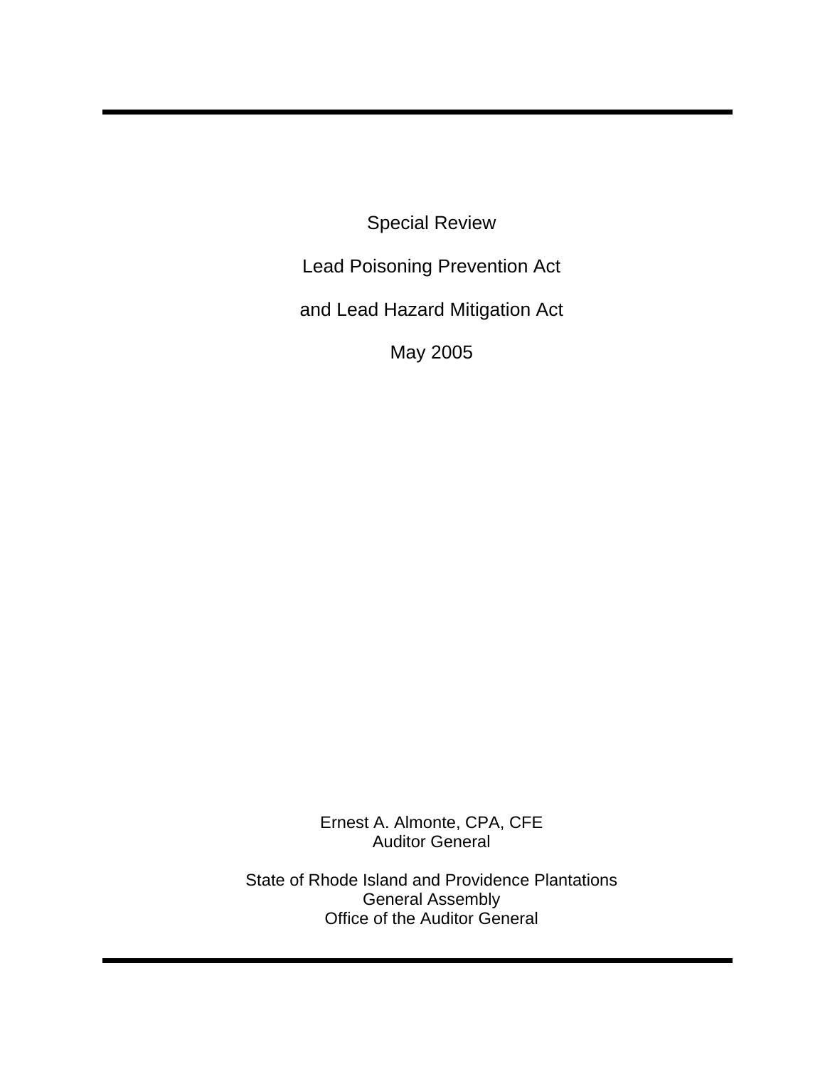# Special Review

# Lead Poisoning Prevention Act

# and Lead Hazard Mitigation Act

May 2005

Ernest A. Almonte, CPA, CFE
Auditor General

State of Rhode Island and Providence Plantations
General Assembly
Office of the Auditor General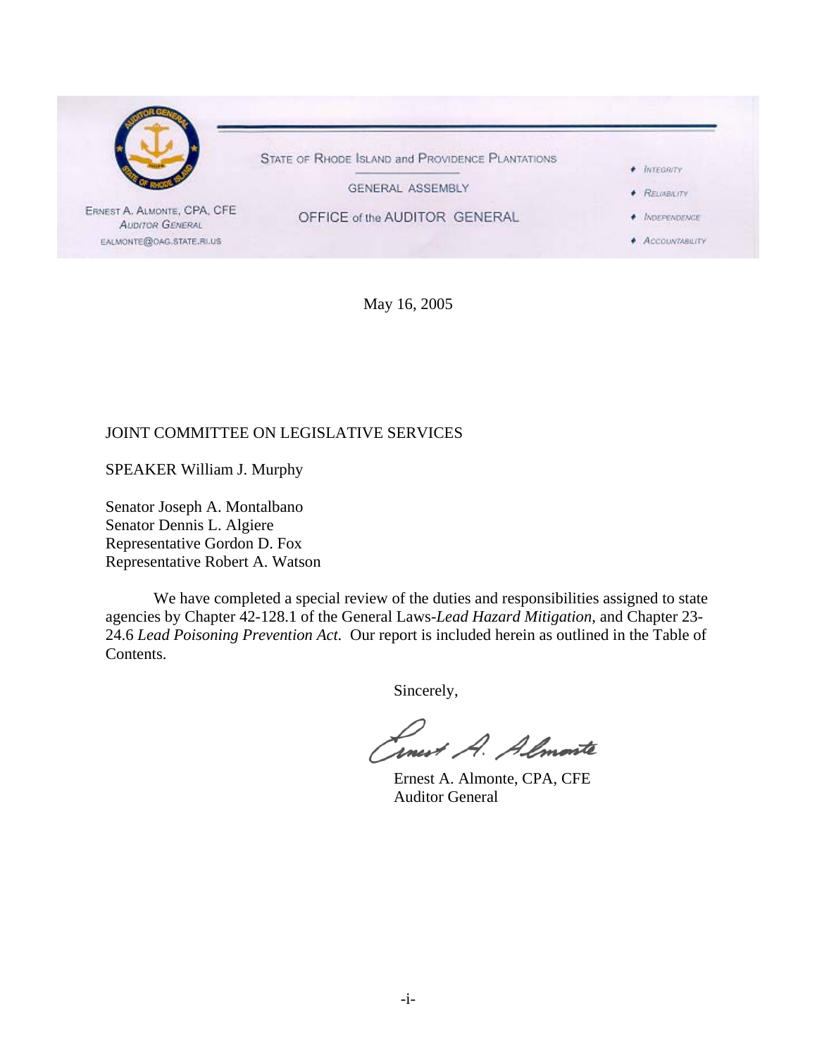STATE OF RHODE ISLAND and PROVIDENCE PLANTATIONS

GENERAL ASSEMBLY

OFFICE of the AUDITOR GENERAL

ERNEST A. ALMONTE, CPA, CFE
AUDITOR GENERAL
EALMONTE@OAG.STATE.RI.US

- INTEGRITY
- RELIABILITY
- INDEPENDENCE
- ACCOUNTABILITY

May 16, 2005

JOINT COMMITTEE ON LEGISLATIVE SERVICES

SPEAKER William J. Murphy

Senator Joseph A. Montalbano
Senator Dennis L. Algiere
Representative Gordon D. Fox
Representative Robert A. Watson

We have completed a special review of the duties and responsibilities assigned to state agencies by Chapter 42-128.1 of the General Laws-*Lead Hazard Mitigation*, and Chapter 23-24.6 *Lead Poisoning Prevention Act.* Our report is included herein as outlined in the Table of Contents.

Sincerely,

Ernest A. Almonte, CPA, CFE
Auditor General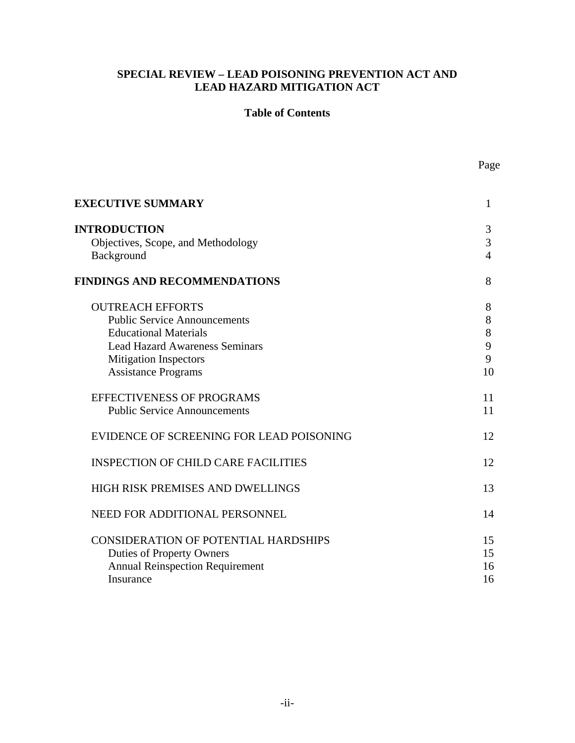**SPECIAL REVIEW – LEAD POISONING PREVENTION ACT AND LEAD HAZARD MITIGATION ACT**

**Table of Contents**

| | Page |
|---|---|
| **EXECUTIVE SUMMARY** | 1 |
| **INTRODUCTION** | 3 |
| Objectives, Scope, and Methodology | 3 |
| Background | 4 |
| **FINDINGS AND RECOMMENDATIONS** | 8 |
| OUTREACH EFFORTS | 8 |
| Public Service Announcements | 8 |
| Educational Materials | 8 |
| Lead Hazard Awareness Seminars | 9 |
| Mitigation Inspectors | 9 |
| Assistance Programs | 10 |
| EFFECTIVENESS OF PROGRAMS | 11 |
| Public Service Announcements | 11 |
| EVIDENCE OF SCREENING FOR LEAD POISONING | 12 |
| INSPECTION OF CHILD CARE FACILITIES | 12 |
| HIGH RISK PREMISES AND DWELLINGS | 13 |
| NEED FOR ADDITIONAL PERSONNEL | 14 |
| CONSIDERATION OF POTENTIAL HARDSHIPS | 15 |
| Duties of Property Owners | 15 |
| Annual Reinspection Requirement | 16 |
| Insurance | 16 |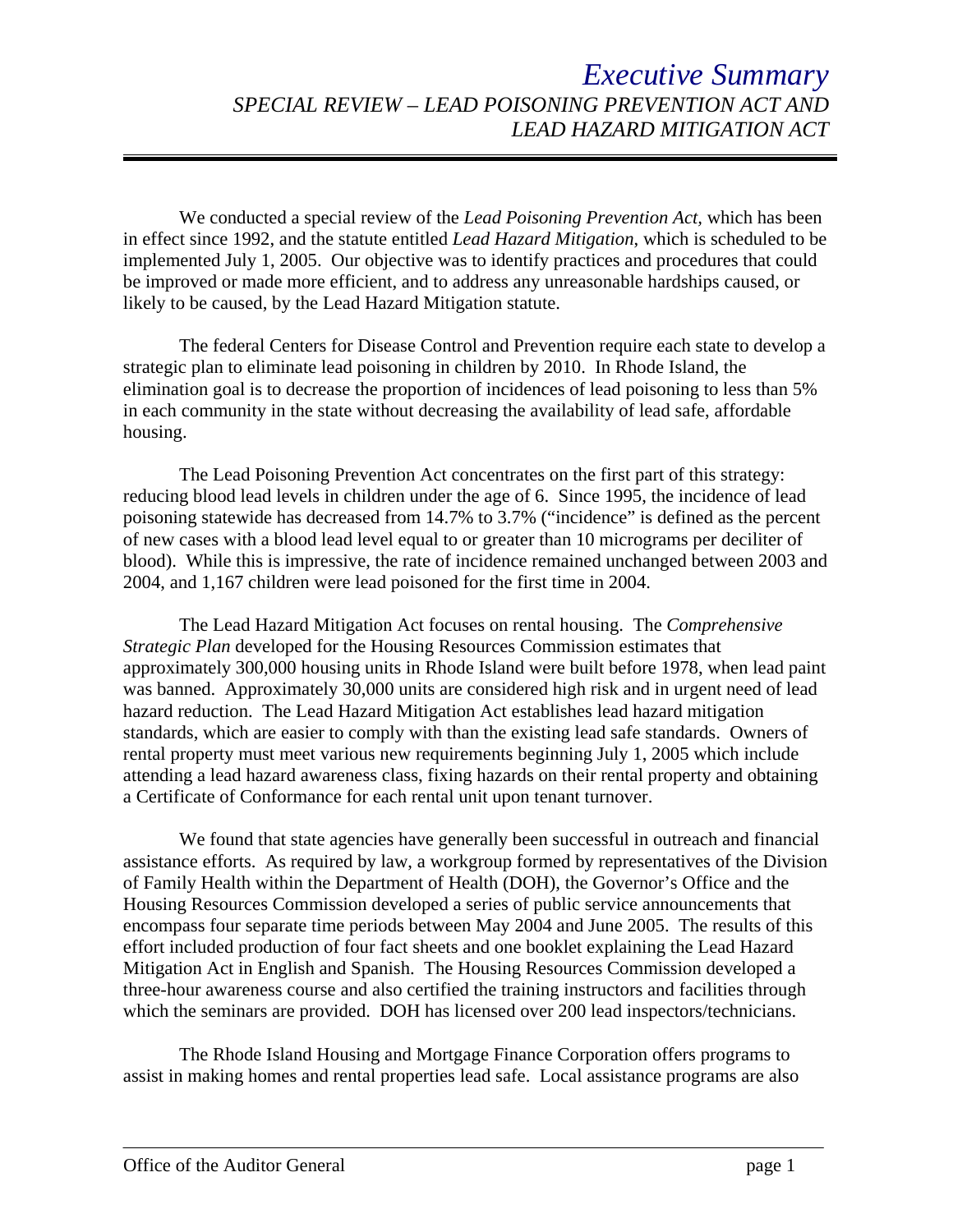# *Executive Summary*

## *SPECIAL REVIEW – LEAD POISONING PREVENTION ACT AND LEAD HAZARD MITIGATION ACT*

We conducted a special review of the *Lead Poisoning Prevention Act,* which has been in effect since 1992, and the statute entitled *Lead Hazard Mitigation*, which is scheduled to be implemented July 1, 2005. Our objective was to identify practices and procedures that could be improved or made more efficient, and to address any unreasonable hardships caused, or likely to be caused, by the Lead Hazard Mitigation statute.

The federal Centers for Disease Control and Prevention require each state to develop a strategic plan to eliminate lead poisoning in children by 2010. In Rhode Island, the elimination goal is to decrease the proportion of incidences of lead poisoning to less than 5% in each community in the state without decreasing the availability of lead safe, affordable housing.

The Lead Poisoning Prevention Act concentrates on the first part of this strategy: reducing blood lead levels in children under the age of 6. Since 1995, the incidence of lead poisoning statewide has decreased from 14.7% to 3.7% ("incidence" is defined as the percent of new cases with a blood lead level equal to or greater than 10 micrograms per deciliter of blood). While this is impressive, the rate of incidence remained unchanged between 2003 and 2004, and 1,167 children were lead poisoned for the first time in 2004.

The Lead Hazard Mitigation Act focuses on rental housing. The *Comprehensive Strategic Plan* developed for the Housing Resources Commission estimates that approximately 300,000 housing units in Rhode Island were built before 1978, when lead paint was banned. Approximately 30,000 units are considered high risk and in urgent need of lead hazard reduction. The Lead Hazard Mitigation Act establishes lead hazard mitigation standards, which are easier to comply with than the existing lead safe standards. Owners of rental property must meet various new requirements beginning July 1, 2005 which include attending a lead hazard awareness class, fixing hazards on their rental property and obtaining a Certificate of Conformance for each rental unit upon tenant turnover.

We found that state agencies have generally been successful in outreach and financial assistance efforts. As required by law, a workgroup formed by representatives of the Division of Family Health within the Department of Health (DOH), the Governor's Office and the Housing Resources Commission developed a series of public service announcements that encompass four separate time periods between May 2004 and June 2005. The results of this effort included production of four fact sheets and one booklet explaining the Lead Hazard Mitigation Act in English and Spanish. The Housing Resources Commission developed a three-hour awareness course and also certified the training instructors and facilities through which the seminars are provided. DOH has licensed over 200 lead inspectors/technicians.

The Rhode Island Housing and Mortgage Finance Corporation offers programs to assist in making homes and rental properties lead safe. Local assistance programs are also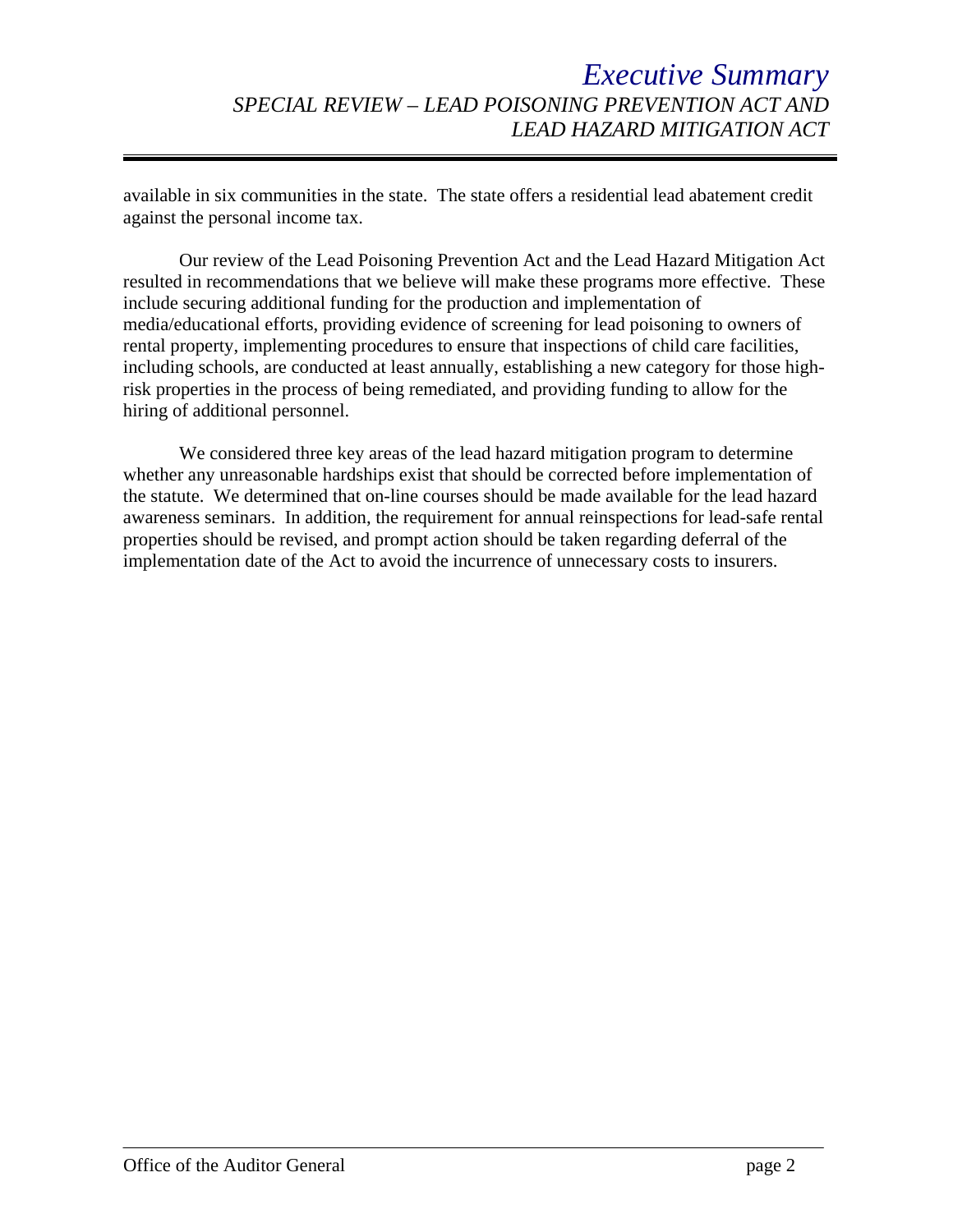available in six communities in the state. The state offers a residential lead abatement credit against the personal income tax.

Our review of the Lead Poisoning Prevention Act and the Lead Hazard Mitigation Act resulted in recommendations that we believe will make these programs more effective. These include securing additional funding for the production and implementation of media/educational efforts, providing evidence of screening for lead poisoning to owners of rental property, implementing procedures to ensure that inspections of child care facilities, including schools, are conducted at least annually, establishing a new category for those high-risk properties in the process of being remediated, and providing funding to allow for the hiring of additional personnel.

We considered three key areas of the lead hazard mitigation program to determine whether any unreasonable hardships exist that should be corrected before implementation of the statute. We determined that on-line courses should be made available for the lead hazard awareness seminars. In addition, the requirement for annual reinspections for lead-safe rental properties should be revised, and prompt action should be taken regarding deferral of the implementation date of the Act to avoid the incurrence of unnecessary costs to insurers.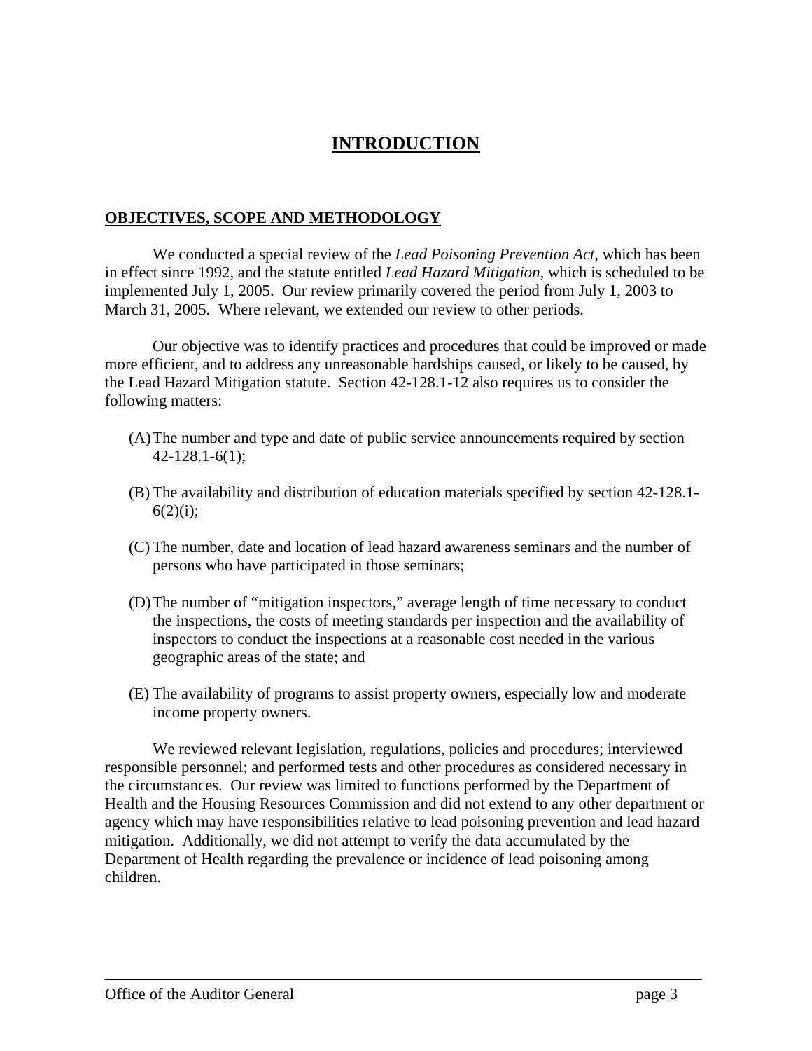# INTRODUCTION

## OBJECTIVES, SCOPE AND METHODOLOGY

We conducted a special review of the *Lead Poisoning Prevention Act,* which has been in effect since 1992, and the statute entitled *Lead Hazard Mitigation*, which is scheduled to be implemented July 1, 2005. Our review primarily covered the period from July 1, 2003 to March 31, 2005. Where relevant, we extended our review to other periods.

Our objective was to identify practices and procedures that could be improved or made more efficient, and to address any unreasonable hardships caused, or likely to be caused, by the Lead Hazard Mitigation statute. Section 42-128.1-12 also requires us to consider the following matters:

(A) The number and type and date of public service announcements required by section 42-128.1-6(1);

(B) The availability and distribution of education materials specified by section 42-128.1-6(2)(i);

(C) The number, date and location of lead hazard awareness seminars and the number of persons who have participated in those seminars;

(D) The number of "mitigation inspectors," average length of time necessary to conduct the inspections, the costs of meeting standards per inspection and the availability of inspectors to conduct the inspections at a reasonable cost needed in the various geographic areas of the state; and

(E) The availability of programs to assist property owners, especially low and moderate income property owners.

We reviewed relevant legislation, regulations, policies and procedures; interviewed responsible personnel; and performed tests and other procedures as considered necessary in the circumstances. Our review was limited to functions performed by the Department of Health and the Housing Resources Commission and did not extend to any other department or agency which may have responsibilities relative to lead poisoning prevention and lead hazard mitigation. Additionally, we did not attempt to verify the data accumulated by the Department of Health regarding the prevalence or incidence of lead poisoning among children.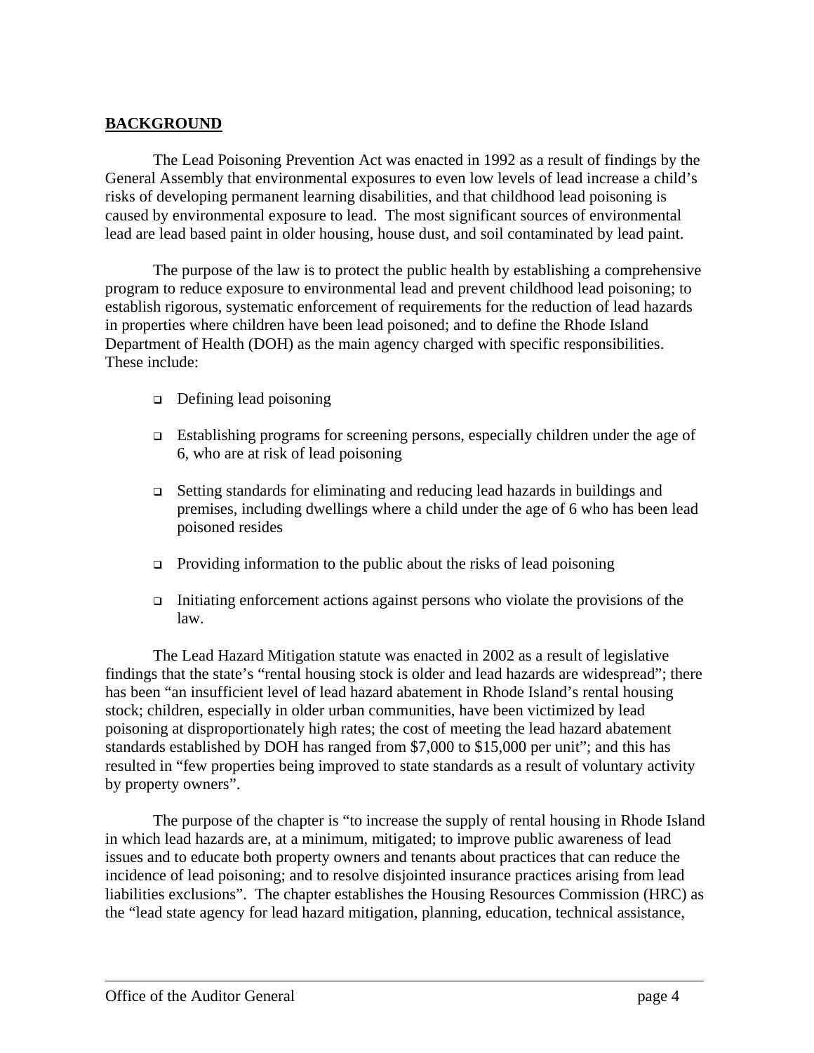## BACKGROUND

The Lead Poisoning Prevention Act was enacted in 1992 as a result of findings by the General Assembly that environmental exposures to even low levels of lead increase a child's risks of developing permanent learning disabilities, and that childhood lead poisoning is caused by environmental exposure to lead. The most significant sources of environmental lead are lead based paint in older housing, house dust, and soil contaminated by lead paint.

The purpose of the law is to protect the public health by establishing a comprehensive program to reduce exposure to environmental lead and prevent childhood lead poisoning; to establish rigorous, systematic enforcement of requirements for the reduction of lead hazards in properties where children have been lead poisoned; and to define the Rhode Island Department of Health (DOH) as the main agency charged with specific responsibilities. These include:

- Defining lead poisoning
- Establishing programs for screening persons, especially children under the age of 6, who are at risk of lead poisoning
- Setting standards for eliminating and reducing lead hazards in buildings and premises, including dwellings where a child under the age of 6 who has been lead poisoned resides
- Providing information to the public about the risks of lead poisoning
- Initiating enforcement actions against persons who violate the provisions of the law.

The Lead Hazard Mitigation statute was enacted in 2002 as a result of legislative findings that the state's "rental housing stock is older and lead hazards are widespread"; there has been "an insufficient level of lead hazard abatement in Rhode Island's rental housing stock; children, especially in older urban communities, have been victimized by lead poisoning at disproportionately high rates; the cost of meeting the lead hazard abatement standards established by DOH has ranged from $7,000 to $15,000 per unit"; and this has resulted in "few properties being improved to state standards as a result of voluntary activity by property owners".

The purpose of the chapter is "to increase the supply of rental housing in Rhode Island in which lead hazards are, at a minimum, mitigated; to improve public awareness of lead issues and to educate both property owners and tenants about practices that can reduce the incidence of lead poisoning; and to resolve disjointed insurance practices arising from lead liabilities exclusions". The chapter establishes the Housing Resources Commission (HRC) as the "lead state agency for lead hazard mitigation, planning, education, technical assistance,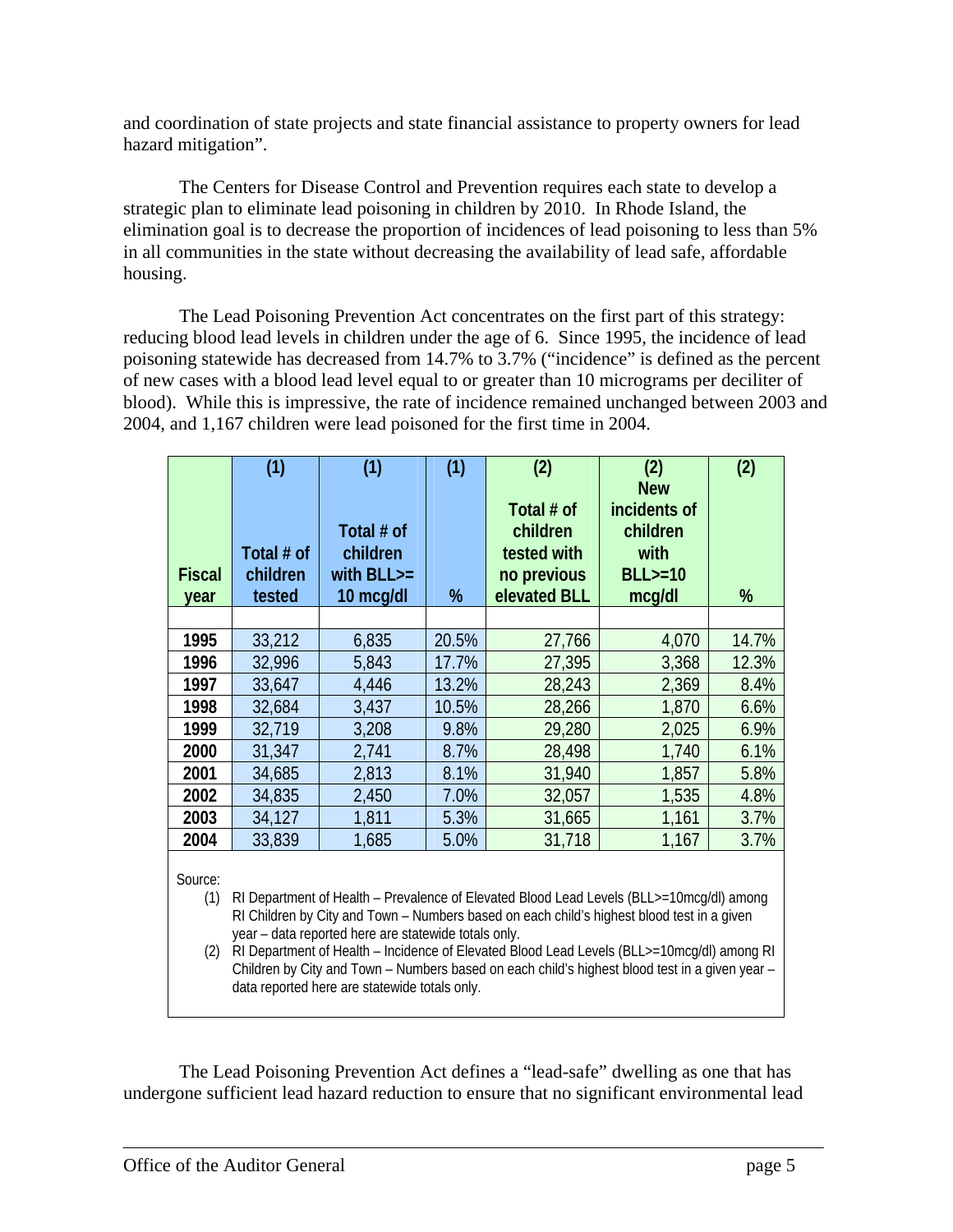and coordination of state projects and state financial assistance to property owners for lead hazard mitigation".

The Centers for Disease Control and Prevention requires each state to develop a strategic plan to eliminate lead poisoning in children by 2010. In Rhode Island, the elimination goal is to decrease the proportion of incidences of lead poisoning to less than 5% in all communities in the state without decreasing the availability of lead safe, affordable housing.

The Lead Poisoning Prevention Act concentrates on the first part of this strategy: reducing blood lead levels in children under the age of 6. Since 1995, the incidence of lead poisoning statewide has decreased from 14.7% to 3.7% ("incidence" is defined as the percent of new cases with a blood lead level equal to or greater than 10 micrograms per deciliter of blood). While this is impressive, the rate of incidence remained unchanged between 2003 and 2004, and 1,167 children were lead poisoned for the first time in 2004.

| | (1) | (1) | (1) | (2) | (2) | (2) |
|---|---|---|---|---|---|---|
| Fiscal year | Total # of children tested | Total # of children with BLL>= 10 mcg/dl | % | Total # of children tested with no previous elevated BLL | New incidents of children with BLL>=10 mcg/dl | % |
| 1995 | 33,212 | 6,835 | 20.5% | 27,766 | 4,070 | 14.7% |
| 1996 | 32,996 | 5,843 | 17.7% | 27,395 | 3,368 | 12.3% |
| 1997 | 33,647 | 4,446 | 13.2% | 28,243 | 2,369 | 8.4% |
| 1998 | 32,684 | 3,437 | 10.5% | 28,266 | 1,870 | 6.6% |
| 1999 | 32,719 | 3,208 | 9.8% | 29,280 | 2,025 | 6.9% |
| 2000 | 31,347 | 2,741 | 8.7% | 28,498 | 1,740 | 6.1% |
| 2001 | 34,685 | 2,813 | 8.1% | 31,940 | 1,857 | 5.8% |
| 2002 | 34,835 | 2,450 | 7.0% | 32,057 | 1,535 | 4.8% |
| 2003 | 34,127 | 1,811 | 5.3% | 31,665 | 1,161 | 3.7% |
| 2004 | 33,839 | 1,685 | 5.0% | 31,718 | 1,167 | 3.7% |

Source:

(1) RI Department of Health – Prevalence of Elevated Blood Lead Levels (BLL>=10mcg/dl) among RI Children by City and Town – Numbers based on each child's highest blood test in a given year – data reported here are statewide totals only.

(2) RI Department of Health – Incidence of Elevated Blood Lead Levels (BLL>=10mcg/dl) among RI Children by City and Town – Numbers based on each child's highest blood test in a given year – data reported here are statewide totals only.

The Lead Poisoning Prevention Act defines a "lead-safe" dwelling as one that has undergone sufficient lead hazard reduction to ensure that no significant environmental lead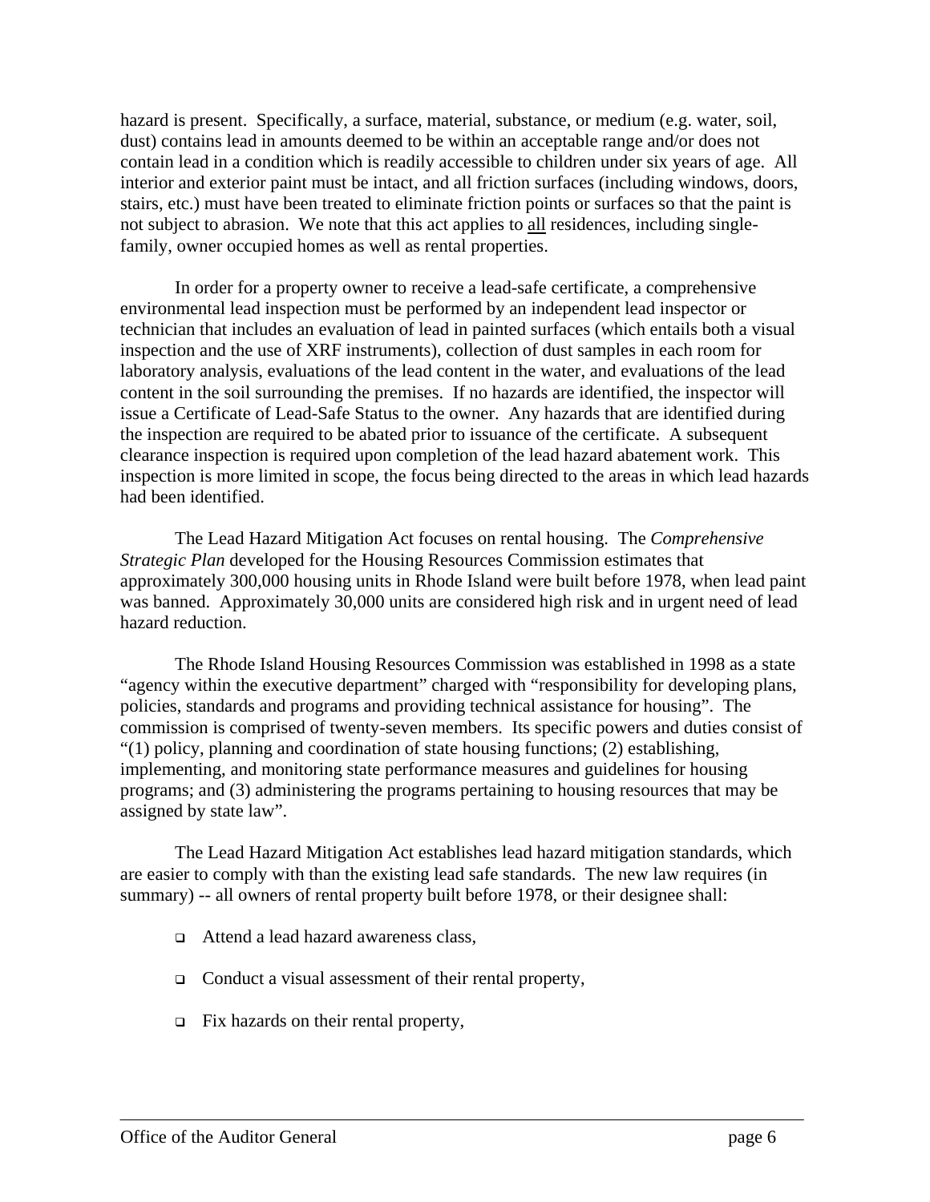hazard is present. Specifically, a surface, material, substance, or medium (e.g. water, soil, dust) contains lead in amounts deemed to be within an acceptable range and/or does not contain lead in a condition which is readily accessible to children under six years of age. All interior and exterior paint must be intact, and all friction surfaces (including windows, doors, stairs, etc.) must have been treated to eliminate friction points or surfaces so that the paint is not subject to abrasion. We note that this act applies to <u>all</u> residences, including single-family, owner occupied homes as well as rental properties.

In order for a property owner to receive a lead-safe certificate, a comprehensive environmental lead inspection must be performed by an independent lead inspector or technician that includes an evaluation of lead in painted surfaces (which entails both a visual inspection and the use of XRF instruments), collection of dust samples in each room for laboratory analysis, evaluations of the lead content in the water, and evaluations of the lead content in the soil surrounding the premises. If no hazards are identified, the inspector will issue a Certificate of Lead-Safe Status to the owner. Any hazards that are identified during the inspection are required to be abated prior to issuance of the certificate. A subsequent clearance inspection is required upon completion of the lead hazard abatement work. This inspection is more limited in scope, the focus being directed to the areas in which lead hazards had been identified.

The Lead Hazard Mitigation Act focuses on rental housing. The *Comprehensive Strategic Plan* developed for the Housing Resources Commission estimates that approximately 300,000 housing units in Rhode Island were built before 1978, when lead paint was banned. Approximately 30,000 units are considered high risk and in urgent need of lead hazard reduction.

The Rhode Island Housing Resources Commission was established in 1998 as a state "agency within the executive department" charged with "responsibility for developing plans, policies, standards and programs and providing technical assistance for housing". The commission is comprised of twenty-seven members. Its specific powers and duties consist of "(1) policy, planning and coordination of state housing functions; (2) establishing, implementing, and monitoring state performance measures and guidelines for housing programs; and (3) administering the programs pertaining to housing resources that may be assigned by state law".

The Lead Hazard Mitigation Act establishes lead hazard mitigation standards, which are easier to comply with than the existing lead safe standards. The new law requires (in summary) -- all owners of rental property built before 1978, or their designee shall:

- Attend a lead hazard awareness class,
- Conduct a visual assessment of their rental property,
- Fix hazards on their rental property,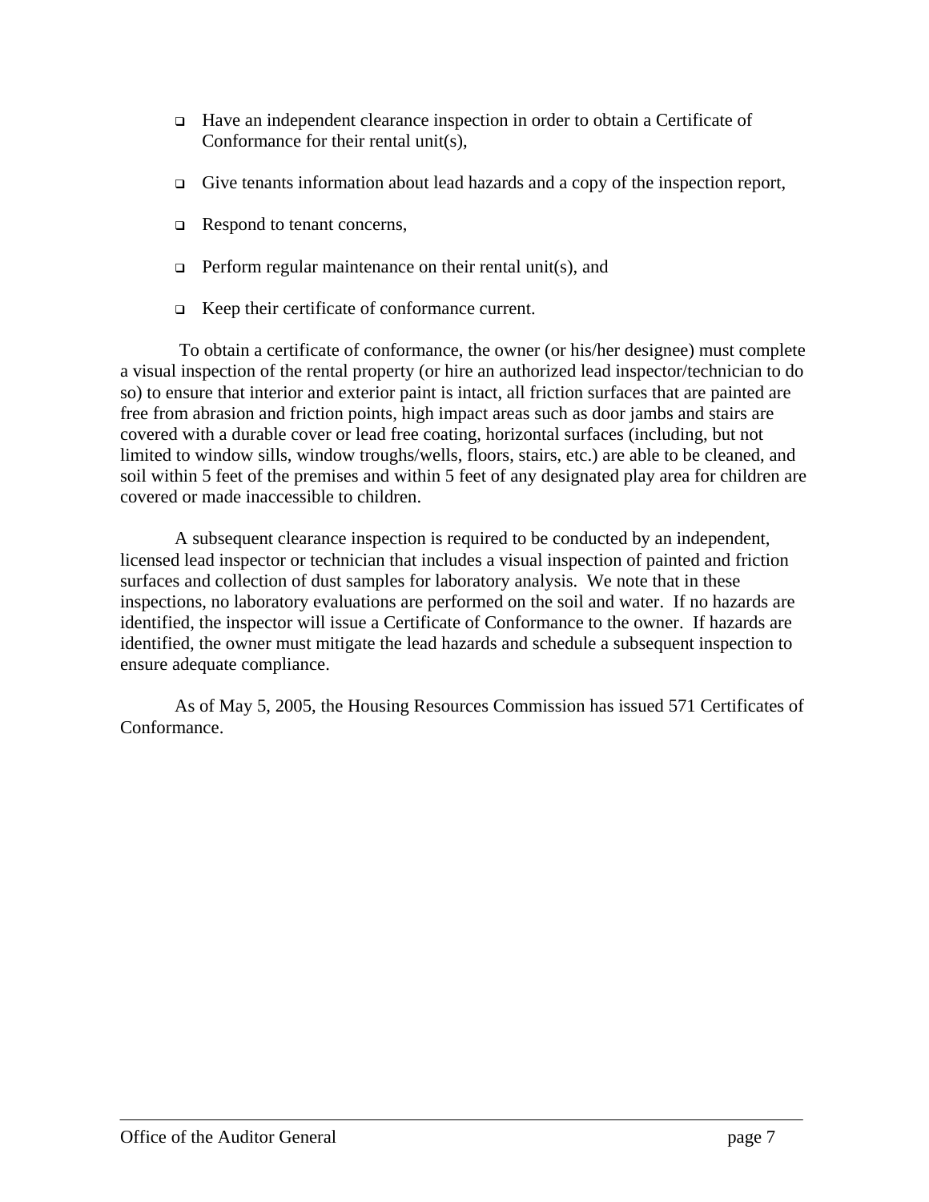- Have an independent clearance inspection in order to obtain a Certificate of Conformance for their rental unit(s),
- Give tenants information about lead hazards and a copy of the inspection report,
- Respond to tenant concerns,
- Perform regular maintenance on their rental unit(s), and
- Keep their certificate of conformance current.

To obtain a certificate of conformance, the owner (or his/her designee) must complete a visual inspection of the rental property (or hire an authorized lead inspector/technician to do so) to ensure that interior and exterior paint is intact, all friction surfaces that are painted are free from abrasion and friction points, high impact areas such as door jambs and stairs are covered with a durable cover or lead free coating, horizontal surfaces (including, but not limited to window sills, window troughs/wells, floors, stairs, etc.) are able to be cleaned, and soil within 5 feet of the premises and within 5 feet of any designated play area for children are covered or made inaccessible to children.

A subsequent clearance inspection is required to be conducted by an independent, licensed lead inspector or technician that includes a visual inspection of painted and friction surfaces and collection of dust samples for laboratory analysis. We note that in these inspections, no laboratory evaluations are performed on the soil and water. If no hazards are identified, the inspector will issue a Certificate of Conformance to the owner. If hazards are identified, the owner must mitigate the lead hazards and schedule a subsequent inspection to ensure adequate compliance.

As of May 5, 2005, the Housing Resources Commission has issued 571 Certificates of Conformance.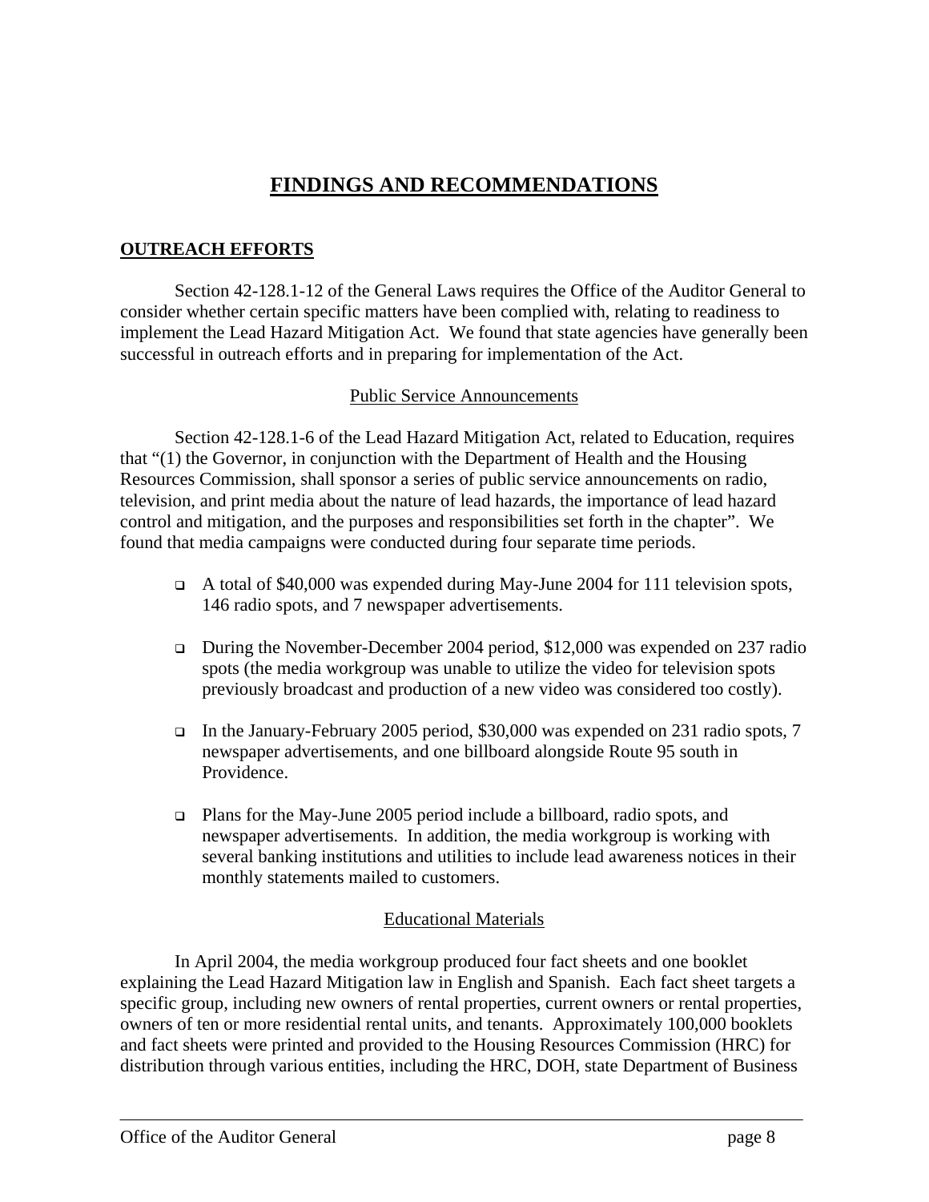# FINDINGS AND RECOMMENDATIONS

## OUTREACH EFFORTS

Section 42-128.1-12 of the General Laws requires the Office of the Auditor General to consider whether certain specific matters have been complied with, relating to readiness to implement the Lead Hazard Mitigation Act. We found that state agencies have generally been successful in outreach efforts and in preparing for implementation of the Act.

### Public Service Announcements

Section 42-128.1-6 of the Lead Hazard Mitigation Act, related to Education, requires that "(1) the Governor, in conjunction with the Department of Health and the Housing Resources Commission, shall sponsor a series of public service announcements on radio, television, and print media about the nature of lead hazards, the importance of lead hazard control and mitigation, and the purposes and responsibilities set forth in the chapter". We found that media campaigns were conducted during four separate time periods.

- A total of $40,000 was expended during May-June 2004 for 111 television spots, 146 radio spots, and 7 newspaper advertisements.
- During the November-December 2004 period, $12,000 was expended on 237 radio spots (the media workgroup was unable to utilize the video for television spots previously broadcast and production of a new video was considered too costly).
- In the January-February 2005 period, $30,000 was expended on 231 radio spots, 7 newspaper advertisements, and one billboard alongside Route 95 south in Providence.
- Plans for the May-June 2005 period include a billboard, radio spots, and newspaper advertisements. In addition, the media workgroup is working with several banking institutions and utilities to include lead awareness notices in their monthly statements mailed to customers.

### Educational Materials

In April 2004, the media workgroup produced four fact sheets and one booklet explaining the Lead Hazard Mitigation law in English and Spanish. Each fact sheet targets a specific group, including new owners of rental properties, current owners or rental properties, owners of ten or more residential rental units, and tenants. Approximately 100,000 booklets and fact sheets were printed and provided to the Housing Resources Commission (HRC) for distribution through various entities, including the HRC, DOH, state Department of Business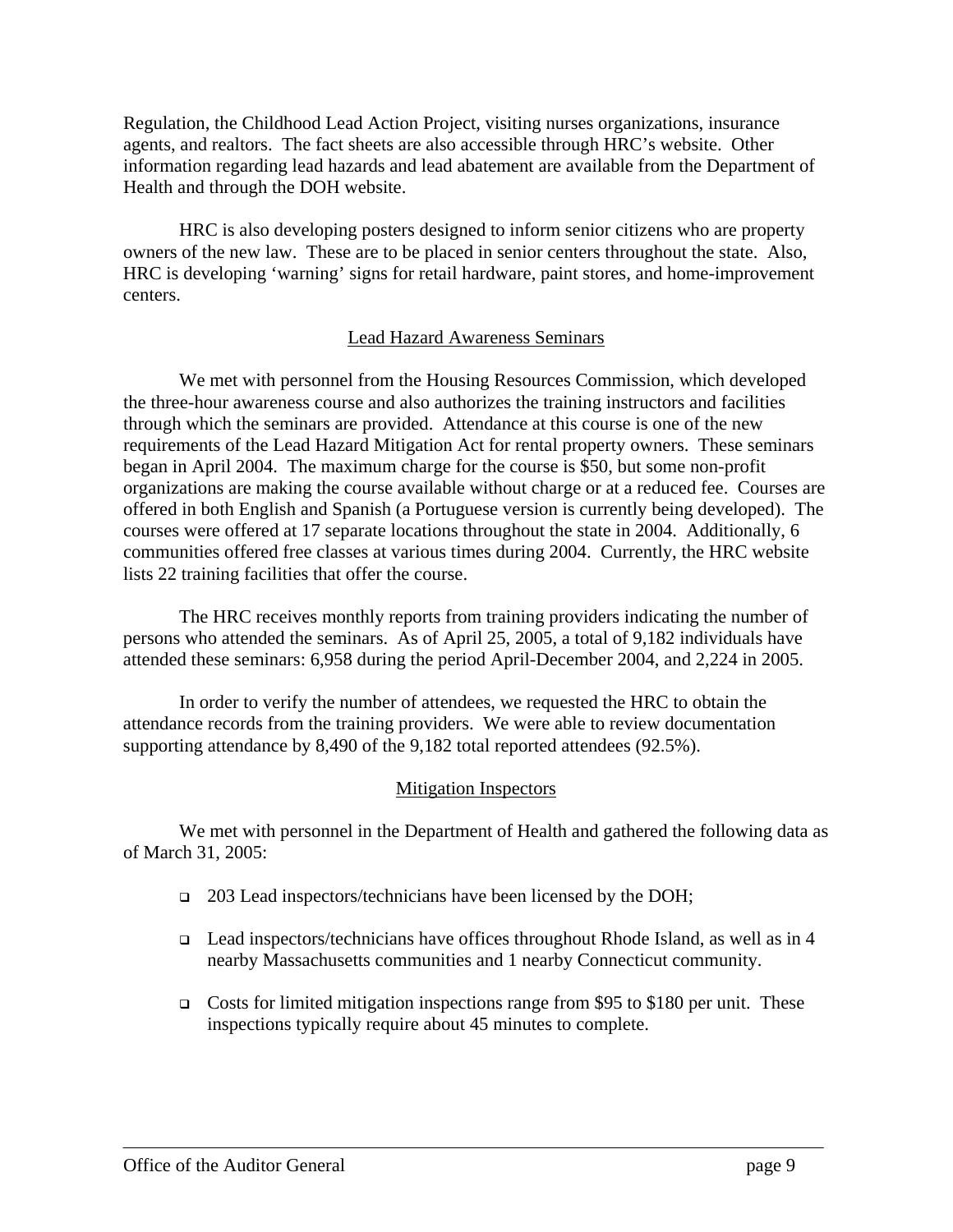Regulation, the Childhood Lead Action Project, visiting nurses organizations, insurance agents, and realtors. The fact sheets are also accessible through HRC's website. Other information regarding lead hazards and lead abatement are available from the Department of Health and through the DOH website.

HRC is also developing posters designed to inform senior citizens who are property owners of the new law. These are to be placed in senior centers throughout the state. Also, HRC is developing 'warning' signs for retail hardware, paint stores, and home-improvement centers.

## Lead Hazard Awareness Seminars

We met with personnel from the Housing Resources Commission, which developed the three-hour awareness course and also authorizes the training instructors and facilities through which the seminars are provided. Attendance at this course is one of the new requirements of the Lead Hazard Mitigation Act for rental property owners. These seminars began in April 2004. The maximum charge for the course is $50, but some non-profit organizations are making the course available without charge or at a reduced fee. Courses are offered in both English and Spanish (a Portuguese version is currently being developed). The courses were offered at 17 separate locations throughout the state in 2004. Additionally, 6 communities offered free classes at various times during 2004. Currently, the HRC website lists 22 training facilities that offer the course.

The HRC receives monthly reports from training providers indicating the number of persons who attended the seminars. As of April 25, 2005, a total of 9,182 individuals have attended these seminars: 6,958 during the period April-December 2004, and 2,224 in 2005.

In order to verify the number of attendees, we requested the HRC to obtain the attendance records from the training providers. We were able to review documentation supporting attendance by 8,490 of the 9,182 total reported attendees (92.5%).

## Mitigation Inspectors

We met with personnel in the Department of Health and gathered the following data as of March 31, 2005:

- 203 Lead inspectors/technicians have been licensed by the DOH;
- Lead inspectors/technicians have offices throughout Rhode Island, as well as in 4 nearby Massachusetts communities and 1 nearby Connecticut community.
- Costs for limited mitigation inspections range from $95 to $180 per unit. These inspections typically require about 45 minutes to complete.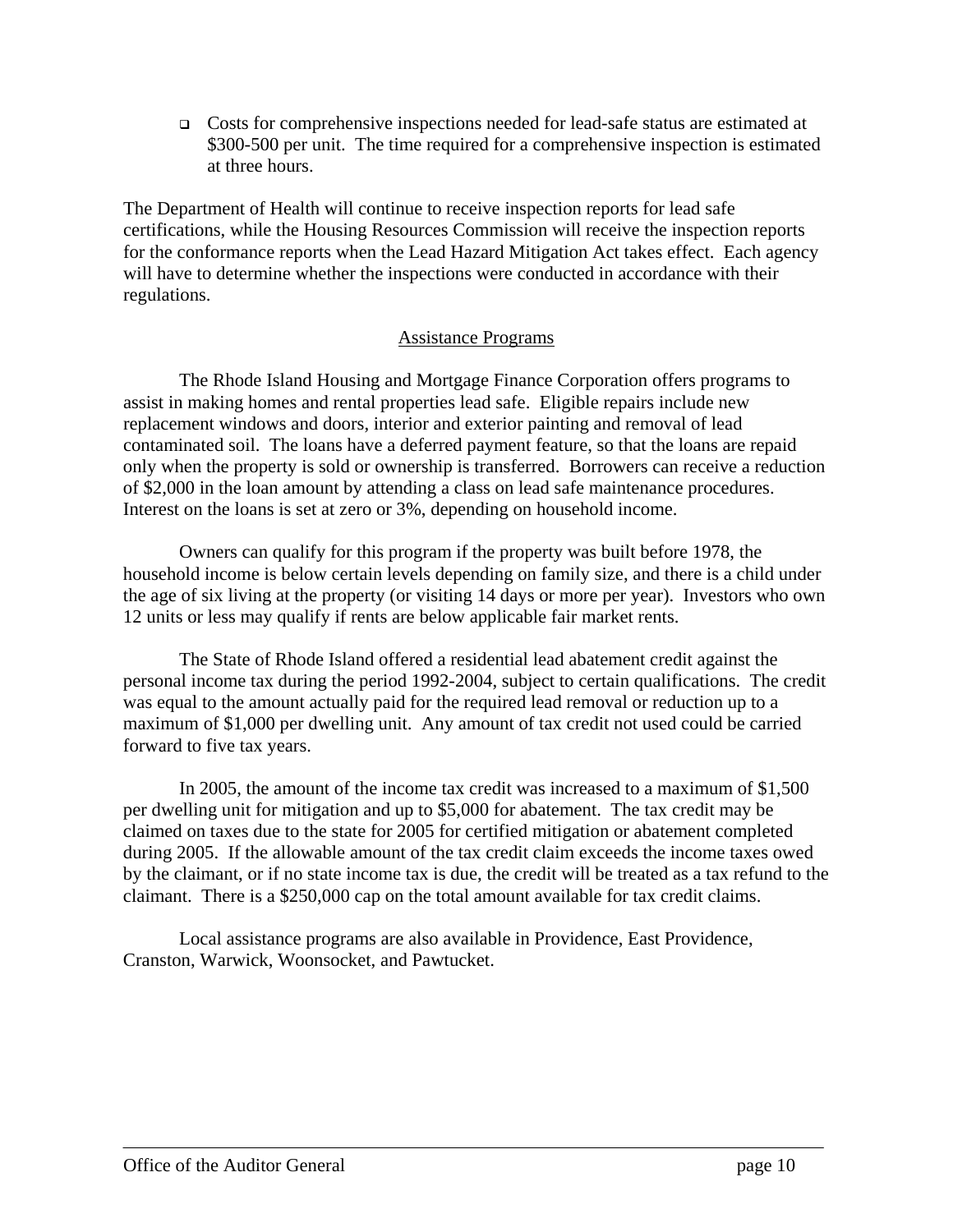- Costs for comprehensive inspections needed for lead-safe status are estimated at $300-500 per unit. The time required for a comprehensive inspection is estimated at three hours.

The Department of Health will continue to receive inspection reports for lead safe certifications, while the Housing Resources Commission will receive the inspection reports for the conformance reports when the Lead Hazard Mitigation Act takes effect. Each agency will have to determine whether the inspections were conducted in accordance with their regulations.

## Assistance Programs

The Rhode Island Housing and Mortgage Finance Corporation offers programs to assist in making homes and rental properties lead safe. Eligible repairs include new replacement windows and doors, interior and exterior painting and removal of lead contaminated soil. The loans have a deferred payment feature, so that the loans are repaid only when the property is sold or ownership is transferred. Borrowers can receive a reduction of $2,000 in the loan amount by attending a class on lead safe maintenance procedures. Interest on the loans is set at zero or 3%, depending on household income.

Owners can qualify for this program if the property was built before 1978, the household income is below certain levels depending on family size, and there is a child under the age of six living at the property (or visiting 14 days or more per year). Investors who own 12 units or less may qualify if rents are below applicable fair market rents.

The State of Rhode Island offered a residential lead abatement credit against the personal income tax during the period 1992-2004, subject to certain qualifications. The credit was equal to the amount actually paid for the required lead removal or reduction up to a maximum of $1,000 per dwelling unit. Any amount of tax credit not used could be carried forward to five tax years.

In 2005, the amount of the income tax credit was increased to a maximum of $1,500 per dwelling unit for mitigation and up to $5,000 for abatement. The tax credit may be claimed on taxes due to the state for 2005 for certified mitigation or abatement completed during 2005. If the allowable amount of the tax credit claim exceeds the income taxes owed by the claimant, or if no state income tax is due, the credit will be treated as a tax refund to the claimant. There is a $250,000 cap on the total amount available for tax credit claims.

Local assistance programs are also available in Providence, East Providence, Cranston, Warwick, Woonsocket, and Pawtucket.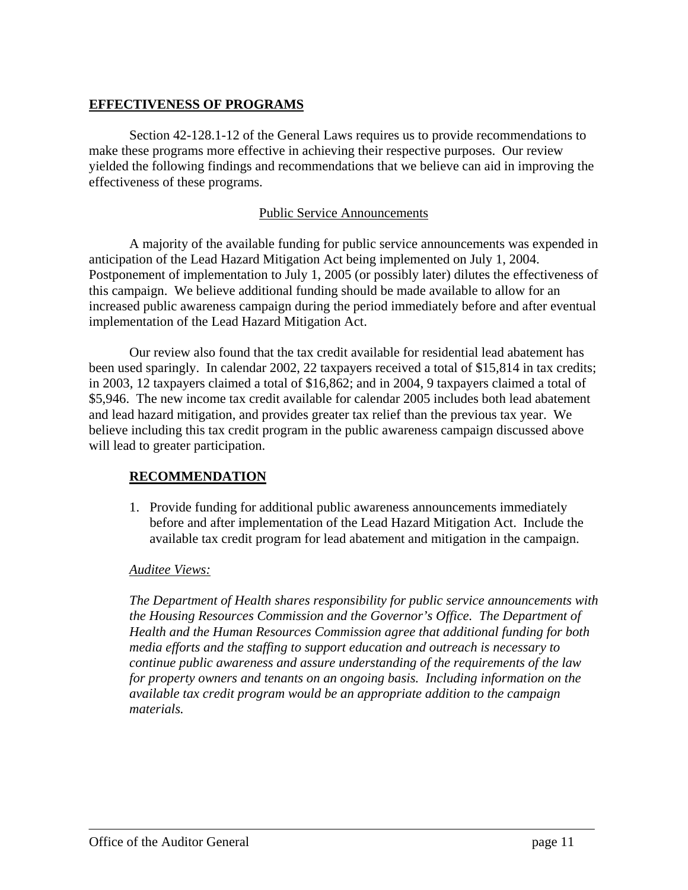## EFFECTIVENESS OF PROGRAMS

Section 42-128.1-12 of the General Laws requires us to provide recommendations to make these programs more effective in achieving their respective purposes. Our review yielded the following findings and recommendations that we believe can aid in improving the effectiveness of these programs.

### Public Service Announcements

A majority of the available funding for public service announcements was expended in anticipation of the Lead Hazard Mitigation Act being implemented on July 1, 2004. Postponement of implementation to July 1, 2005 (or possibly later) dilutes the effectiveness of this campaign. We believe additional funding should be made available to allow for an increased public awareness campaign during the period immediately before and after eventual implementation of the Lead Hazard Mitigation Act.

Our review also found that the tax credit available for residential lead abatement has been used sparingly. In calendar 2002, 22 taxpayers received a total of $15,814 in tax credits; in 2003, 12 taxpayers claimed a total of $16,862; and in 2004, 9 taxpayers claimed a total of $5,946. The new income tax credit available for calendar 2005 includes both lead abatement and lead hazard mitigation, and provides greater tax relief than the previous tax year. We believe including this tax credit program in the public awareness campaign discussed above will lead to greater participation.

### RECOMMENDATION

1. Provide funding for additional public awareness announcements immediately before and after implementation of the Lead Hazard Mitigation Act. Include the available tax credit program for lead abatement and mitigation in the campaign.

*Auditee Views:*

*The Department of Health shares responsibility for public service announcements with the Housing Resources Commission and the Governor's Office. The Department of Health and the Human Resources Commission agree that additional funding for both media efforts and the staffing to support education and outreach is necessary to continue public awareness and assure understanding of the requirements of the law for property owners and tenants on an ongoing basis. Including information on the available tax credit program would be an appropriate addition to the campaign materials.*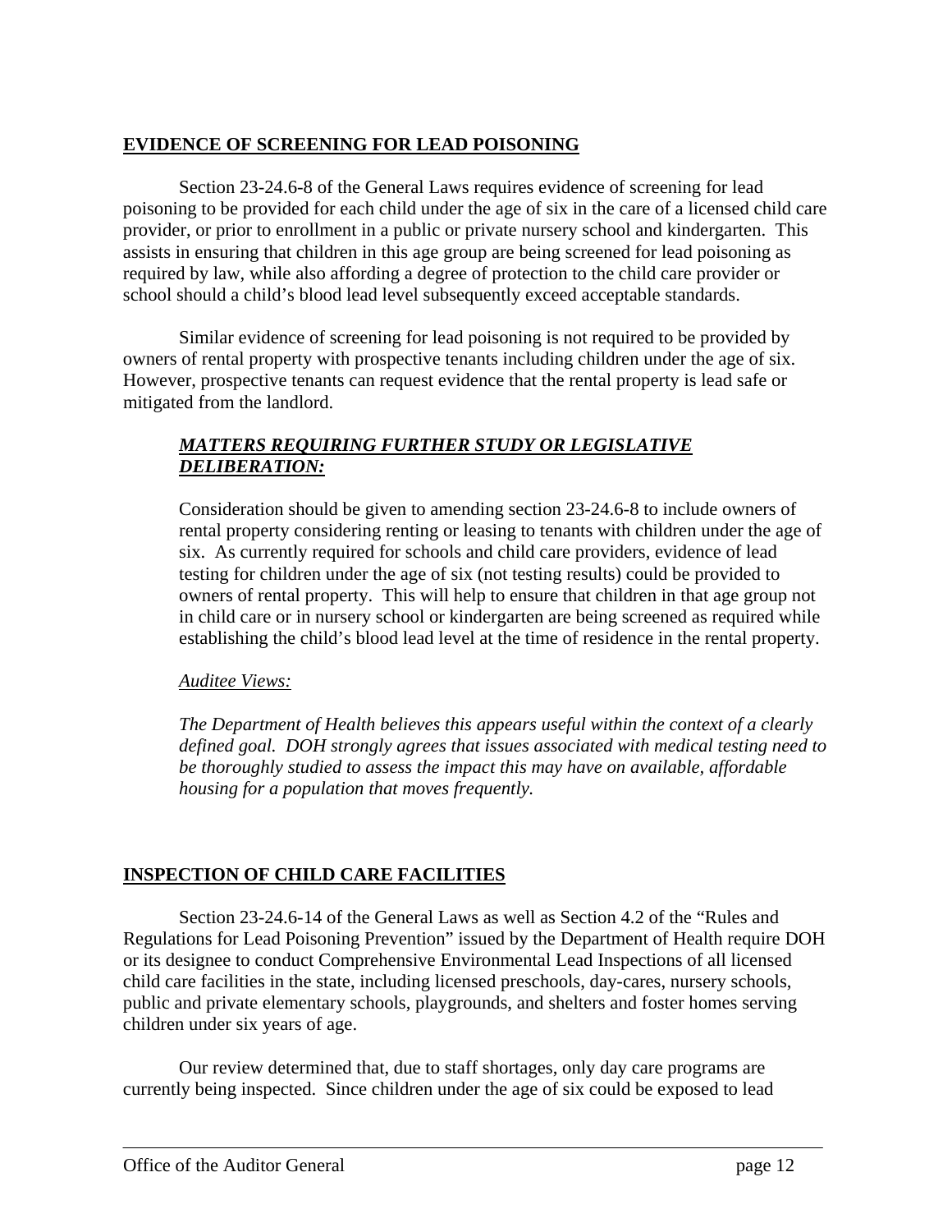## EVIDENCE OF SCREENING FOR LEAD POISONING

Section 23-24.6-8 of the General Laws requires evidence of screening for lead poisoning to be provided for each child under the age of six in the care of a licensed child care provider, or prior to enrollment in a public or private nursery school and kindergarten. This assists in ensuring that children in this age group are being screened for lead poisoning as required by law, while also affording a degree of protection to the child care provider or school should a child's blood lead level subsequently exceed acceptable standards.

Similar evidence of screening for lead poisoning is not required to be provided by owners of rental property with prospective tenants including children under the age of six. However, prospective tenants can request evidence that the rental property is lead safe or mitigated from the landlord.

### ***MATTERS REQUIRING FURTHER STUDY OR LEGISLATIVE DELIBERATION:***

Consideration should be given to amending section 23-24.6-8 to include owners of rental property considering renting or leasing to tenants with children under the age of six. As currently required for schools and child care providers, evidence of lead testing for children under the age of six (not testing results) could be provided to owners of rental property. This will help to ensure that children in that age group not in child care or in nursery school or kindergarten are being screened as required while establishing the child's blood lead level at the time of residence in the rental property.

*Auditee Views:*

*The Department of Health believes this appears useful within the context of a clearly defined goal. DOH strongly agrees that issues associated with medical testing need to be thoroughly studied to assess the impact this may have on available, affordable housing for a population that moves frequently.*

## INSPECTION OF CHILD CARE FACILITIES

Section 23-24.6-14 of the General Laws as well as Section 4.2 of the "Rules and Regulations for Lead Poisoning Prevention" issued by the Department of Health require DOH or its designee to conduct Comprehensive Environmental Lead Inspections of all licensed child care facilities in the state, including licensed preschools, day-cares, nursery schools, public and private elementary schools, playgrounds, and shelters and foster homes serving children under six years of age.

Our review determined that, due to staff shortages, only day care programs are currently being inspected. Since children under the age of six could be exposed to lead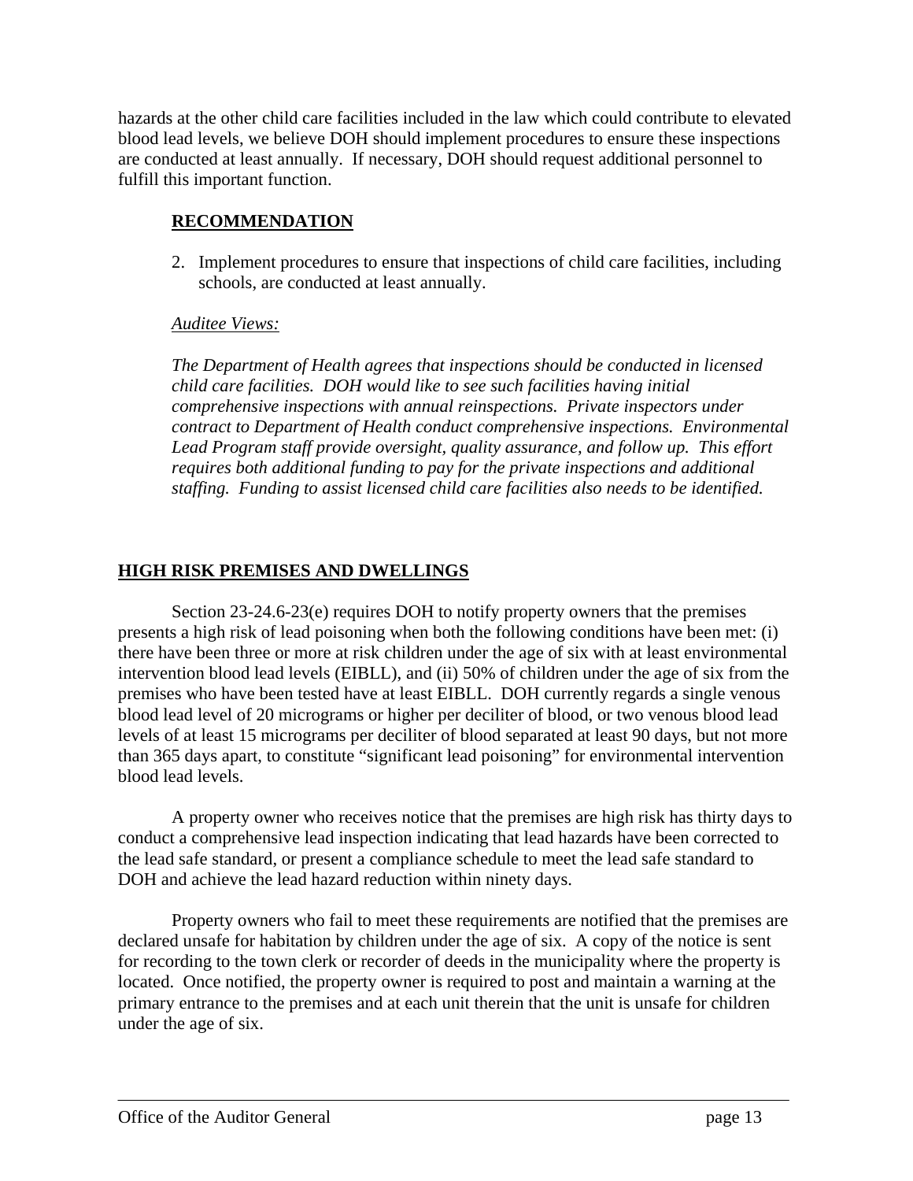hazards at the other child care facilities included in the law which could contribute to elevated blood lead levels, we believe DOH should implement procedures to ensure these inspections are conducted at least annually. If necessary, DOH should request additional personnel to fulfill this important function.

**RECOMMENDATION**

2. Implement procedures to ensure that inspections of child care facilities, including schools, are conducted at least annually.

*Auditee Views:*

*The Department of Health agrees that inspections should be conducted in licensed child care facilities. DOH would like to see such facilities having initial comprehensive inspections with annual reinspections. Private inspectors under contract to Department of Health conduct comprehensive inspections. Environmental Lead Program staff provide oversight, quality assurance, and follow up. This effort requires both additional funding to pay for the private inspections and additional staffing. Funding to assist licensed child care facilities also needs to be identified.*

## HIGH RISK PREMISES AND DWELLINGS

Section 23-24.6-23(e) requires DOH to notify property owners that the premises presents a high risk of lead poisoning when both the following conditions have been met: (i) there have been three or more at risk children under the age of six with at least environmental intervention blood lead levels (EIBLL), and (ii) 50% of children under the age of six from the premises who have been tested have at least EIBLL. DOH currently regards a single venous blood lead level of 20 micrograms or higher per deciliter of blood, or two venous blood lead levels of at least 15 micrograms per deciliter of blood separated at least 90 days, but not more than 365 days apart, to constitute "significant lead poisoning" for environmental intervention blood lead levels.

A property owner who receives notice that the premises are high risk has thirty days to conduct a comprehensive lead inspection indicating that lead hazards have been corrected to the lead safe standard, or present a compliance schedule to meet the lead safe standard to DOH and achieve the lead hazard reduction within ninety days.

Property owners who fail to meet these requirements are notified that the premises are declared unsafe for habitation by children under the age of six. A copy of the notice is sent for recording to the town clerk or recorder of deeds in the municipality where the property is located. Once notified, the property owner is required to post and maintain a warning at the primary entrance to the premises and at each unit therein that the unit is unsafe for children under the age of six.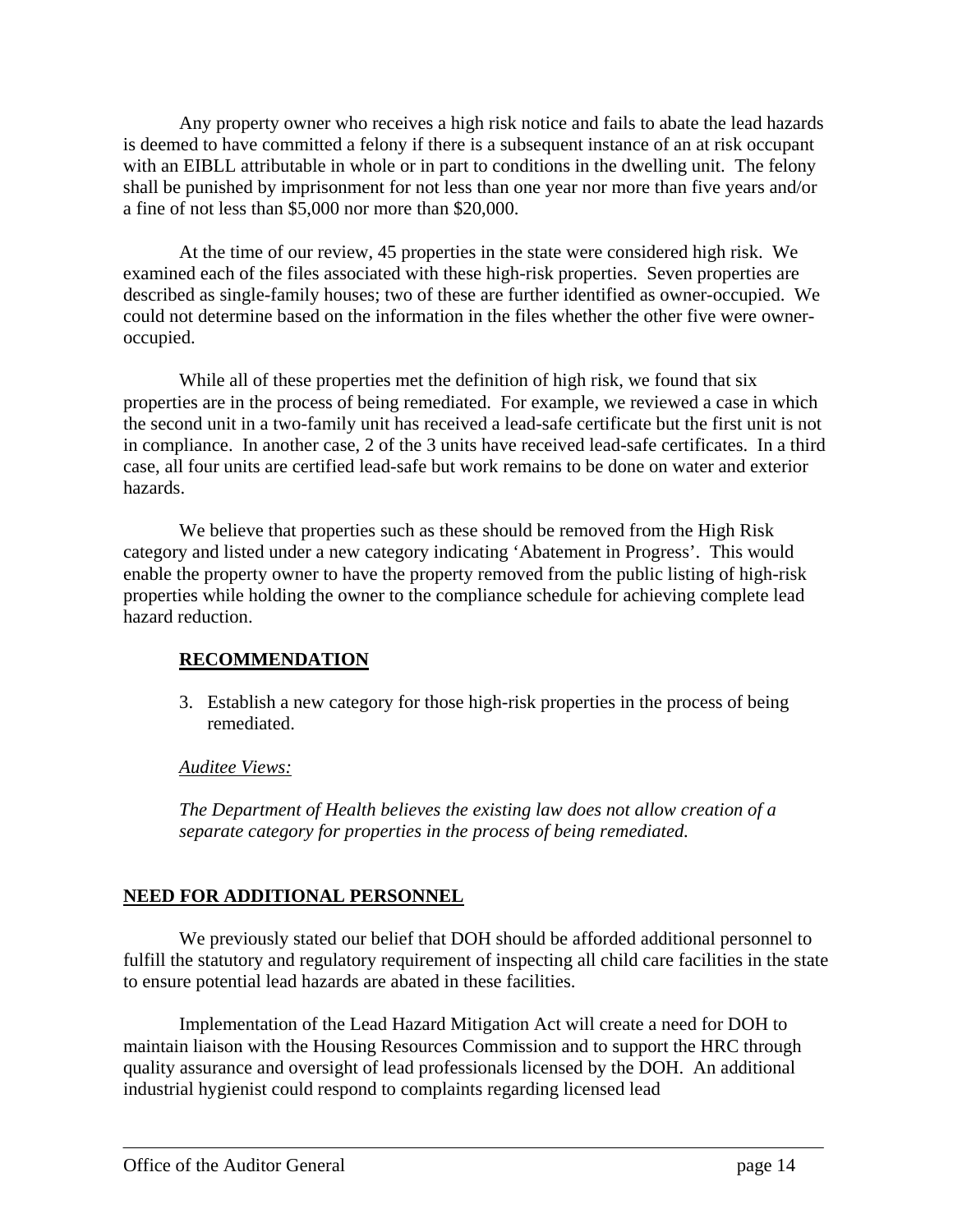Any property owner who receives a high risk notice and fails to abate the lead hazards is deemed to have committed a felony if there is a subsequent instance of an at risk occupant with an EIBLL attributable in whole or in part to conditions in the dwelling unit. The felony shall be punished by imprisonment for not less than one year nor more than five years and/or a fine of not less than $5,000 nor more than $20,000.

At the time of our review, 45 properties in the state were considered high risk. We examined each of the files associated with these high-risk properties. Seven properties are described as single-family houses; two of these are further identified as owner-occupied. We could not determine based on the information in the files whether the other five were owner-occupied.

While all of these properties met the definition of high risk, we found that six properties are in the process of being remediated. For example, we reviewed a case in which the second unit in a two-family unit has received a lead-safe certificate but the first unit is not in compliance. In another case, 2 of the 3 units have received lead-safe certificates. In a third case, all four units are certified lead-safe but work remains to be done on water and exterior hazards.

We believe that properties such as these should be removed from the High Risk category and listed under a new category indicating 'Abatement in Progress'. This would enable the property owner to have the property removed from the public listing of high-risk properties while holding the owner to the compliance schedule for achieving complete lead hazard reduction.

**RECOMMENDATION**

3. Establish a new category for those high-risk properties in the process of being remediated.

*Auditee Views:*

*The Department of Health believes the existing law does not allow creation of a separate category for properties in the process of being remediated.*

## NEED FOR ADDITIONAL PERSONNEL

We previously stated our belief that DOH should be afforded additional personnel to fulfill the statutory and regulatory requirement of inspecting all child care facilities in the state to ensure potential lead hazards are abated in these facilities.

Implementation of the Lead Hazard Mitigation Act will create a need for DOH to maintain liaison with the Housing Resources Commission and to support the HRC through quality assurance and oversight of lead professionals licensed by the DOH. An additional industrial hygienist could respond to complaints regarding licensed lead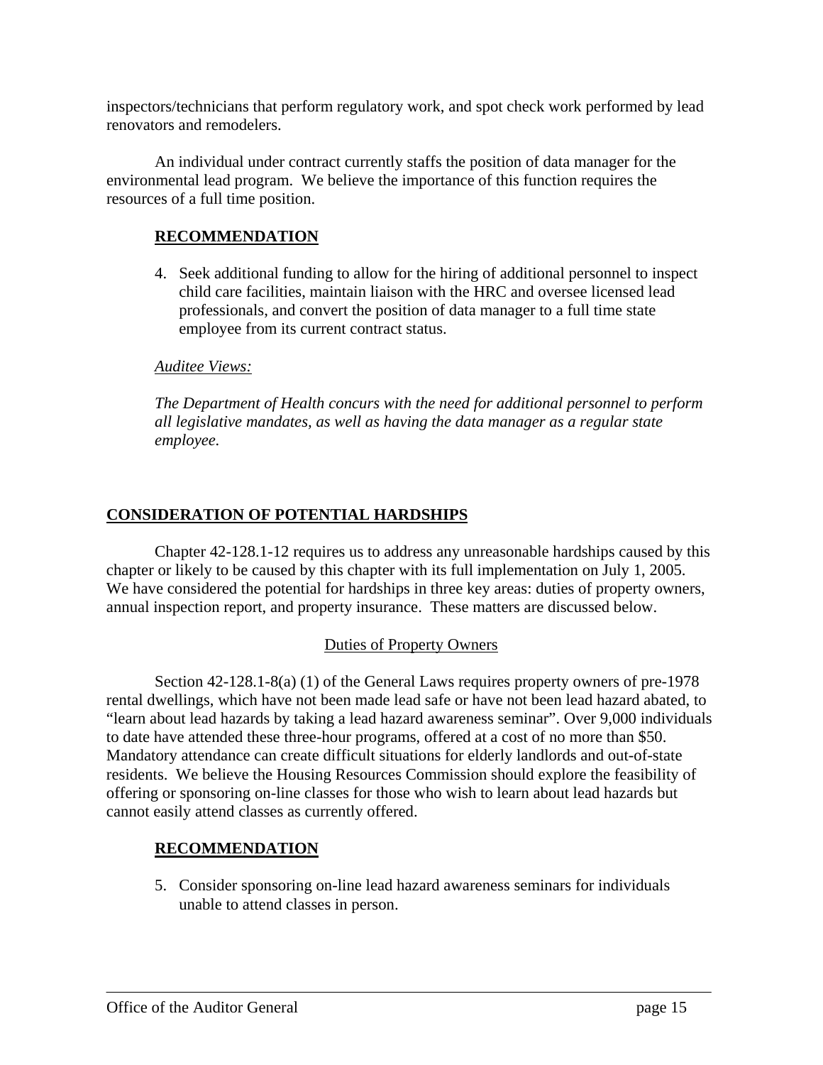inspectors/technicians that perform regulatory work, and spot check work performed by lead renovators and remodelers.

An individual under contract currently staffs the position of data manager for the environmental lead program. We believe the importance of this function requires the resources of a full time position.

**RECOMMENDATION**

4. Seek additional funding to allow for the hiring of additional personnel to inspect child care facilities, maintain liaison with the HRC and oversee licensed lead professionals, and convert the position of data manager to a full time state employee from its current contract status.

*Auditee Views:*

*The Department of Health concurs with the need for additional personnel to perform all legislative mandates, as well as having the data manager as a regular state employee.*

## CONSIDERATION OF POTENTIAL HARDSHIPS

Chapter 42-128.1-12 requires us to address any unreasonable hardships caused by this chapter or likely to be caused by this chapter with its full implementation on July 1, 2005. We have considered the potential for hardships in three key areas: duties of property owners, annual inspection report, and property insurance. These matters are discussed below.

### Duties of Property Owners

Section 42-128.1-8(a) (1) of the General Laws requires property owners of pre-1978 rental dwellings, which have not been made lead safe or have not been lead hazard abated, to "learn about lead hazards by taking a lead hazard awareness seminar". Over 9,000 individuals to date have attended these three-hour programs, offered at a cost of no more than $50. Mandatory attendance can create difficult situations for elderly landlords and out-of-state residents. We believe the Housing Resources Commission should explore the feasibility of offering or sponsoring on-line classes for those who wish to learn about lead hazards but cannot easily attend classes as currently offered.

**RECOMMENDATION**

5. Consider sponsoring on-line lead hazard awareness seminars for individuals unable to attend classes in person.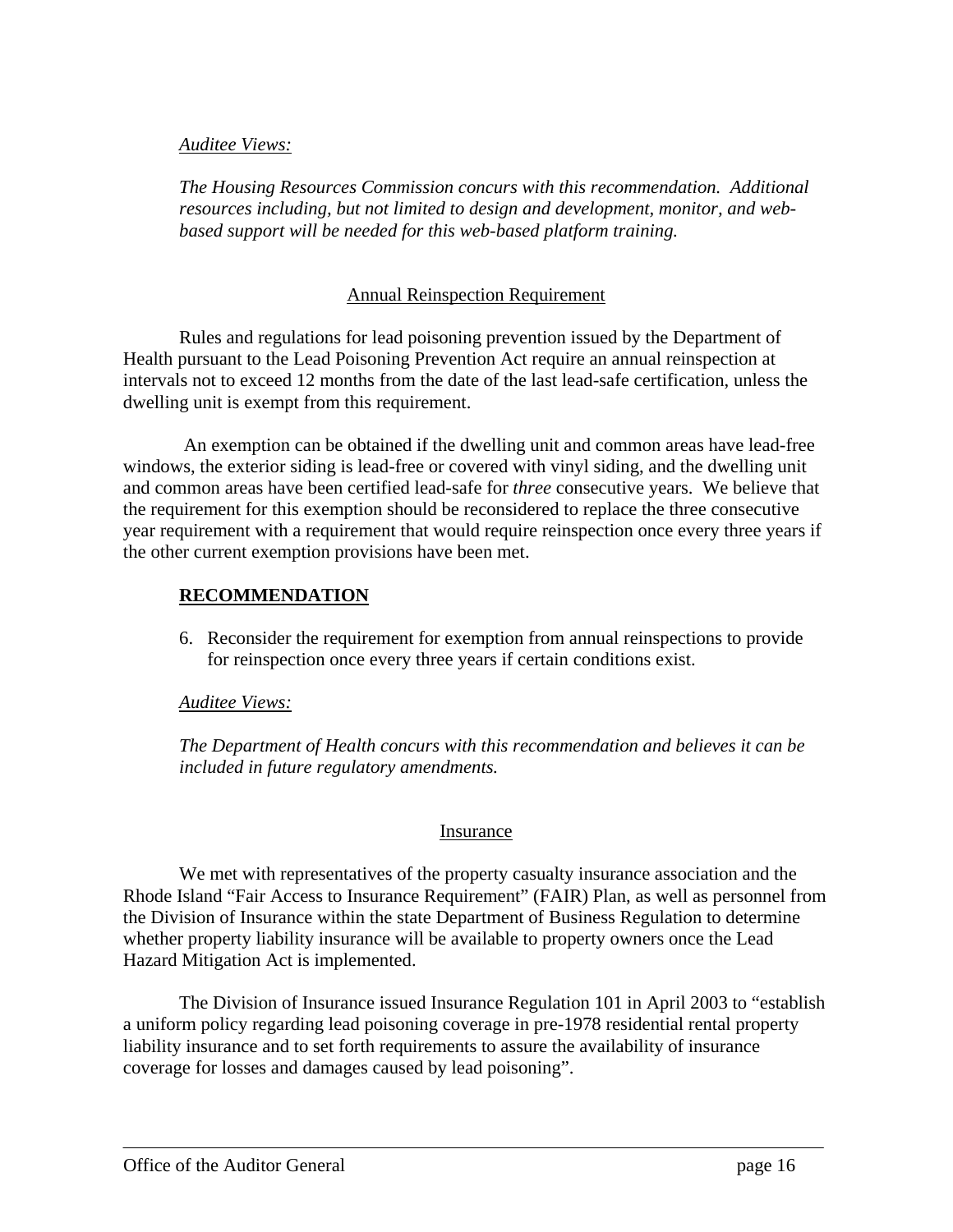*Auditee Views:*

*The Housing Resources Commission concurs with this recommendation. Additional resources including, but not limited to design and development, monitor, and web-based support will be needed for this web-based platform training.*

## Annual Reinspection Requirement

Rules and regulations for lead poisoning prevention issued by the Department of Health pursuant to the Lead Poisoning Prevention Act require an annual reinspection at intervals not to exceed 12 months from the date of the last lead-safe certification, unless the dwelling unit is exempt from this requirement.

An exemption can be obtained if the dwelling unit and common areas have lead-free windows, the exterior siding is lead-free or covered with vinyl siding, and the dwelling unit and common areas have been certified lead-safe for *three* consecutive years. We believe that the requirement for this exemption should be reconsidered to replace the three consecutive year requirement with a requirement that would require reinspection once every three years if the other current exemption provisions have been met.

### RECOMMENDATION

6. Reconsider the requirement for exemption from annual reinspections to provide for reinspection once every three years if certain conditions exist.

*Auditee Views:*

*The Department of Health concurs with this recommendation and believes it can be included in future regulatory amendments.*

## Insurance

We met with representatives of the property casualty insurance association and the Rhode Island "Fair Access to Insurance Requirement" (FAIR) Plan, as well as personnel from the Division of Insurance within the state Department of Business Regulation to determine whether property liability insurance will be available to property owners once the Lead Hazard Mitigation Act is implemented.

The Division of Insurance issued Insurance Regulation 101 in April 2003 to "establish a uniform policy regarding lead poisoning coverage in pre-1978 residential rental property liability insurance and to set forth requirements to assure the availability of insurance coverage for losses and damages caused by lead poisoning".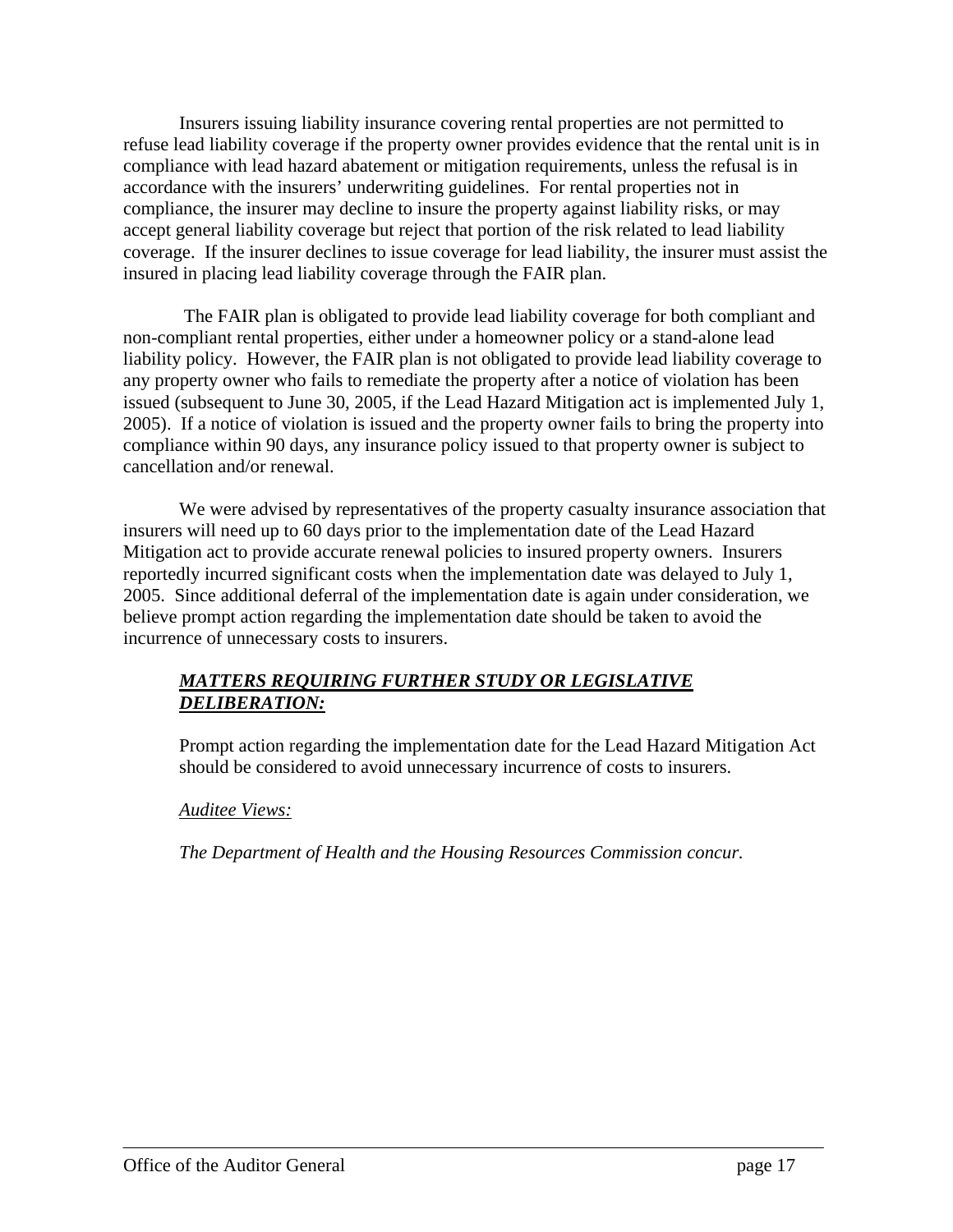Insurers issuing liability insurance covering rental properties are not permitted to refuse lead liability coverage if the property owner provides evidence that the rental unit is in compliance with lead hazard abatement or mitigation requirements, unless the refusal is in accordance with the insurers' underwriting guidelines. For rental properties not in compliance, the insurer may decline to insure the property against liability risks, or may accept general liability coverage but reject that portion of the risk related to lead liability coverage. If the insurer declines to issue coverage for lead liability, the insurer must assist the insured in placing lead liability coverage through the FAIR plan.

The FAIR plan is obligated to provide lead liability coverage for both compliant and non-compliant rental properties, either under a homeowner policy or a stand-alone lead liability policy. However, the FAIR plan is not obligated to provide lead liability coverage to any property owner who fails to remediate the property after a notice of violation has been issued (subsequent to June 30, 2005, if the Lead Hazard Mitigation act is implemented July 1, 2005). If a notice of violation is issued and the property owner fails to bring the property into compliance within 90 days, any insurance policy issued to that property owner is subject to cancellation and/or renewal.

We were advised by representatives of the property casualty insurance association that insurers will need up to 60 days prior to the implementation date of the Lead Hazard Mitigation act to provide accurate renewal policies to insured property owners. Insurers reportedly incurred significant costs when the implementation date was delayed to July 1, 2005. Since additional deferral of the implementation date is again under consideration, we believe prompt action regarding the implementation date should be taken to avoid the incurrence of unnecessary costs to insurers.

***MATTERS REQUIRING FURTHER STUDY OR LEGISLATIVE DELIBERATION:***

Prompt action regarding the implementation date for the Lead Hazard Mitigation Act should be considered to avoid unnecessary incurrence of costs to insurers.

*Auditee Views:*

*The Department of Health and the Housing Resources Commission concur.*